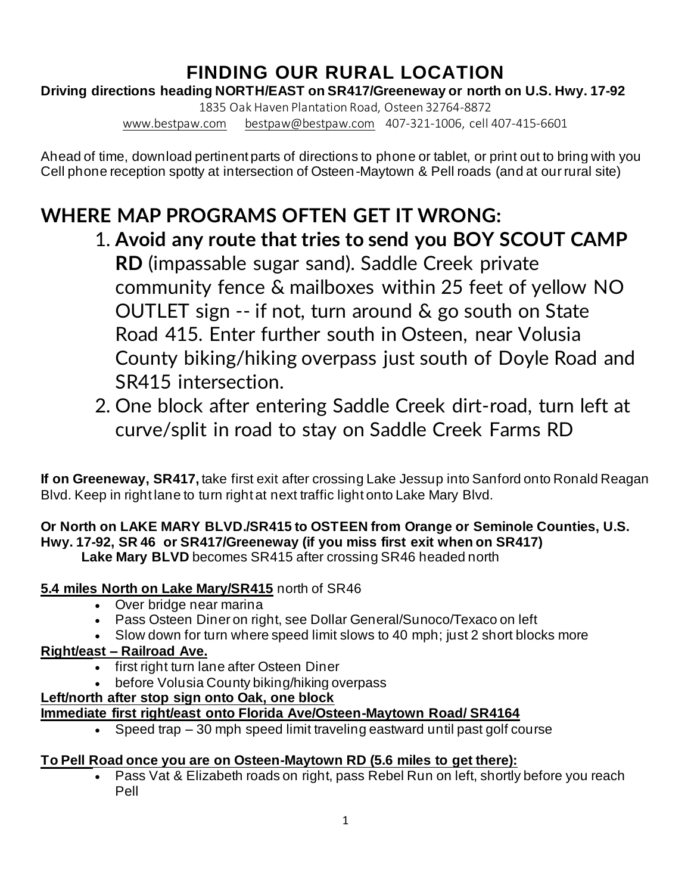# FINDING OUR RURAL LOCATION

**Driving directions heading NORTH/EAST on SR417/Greeneway or north on U.S. Hwy. 17-92**

1835 Oak Haven Plantation Road, Osteen 32764-8872

www.bestpaw.com bestpaw@bestpaw.com 407-321-1006, cell 407-415-6601

Ahead of time, download pertinent parts of directions to phone or tablet, or print out to bring with you
Cell phone reception spotty at intersection of Osteen-Maytown & Pell roads (and at our rural site)

## WHERE MAP PROGRAMS OFTEN GET IT WRONG:

1. **Avoid any route that tries to send you BOY SCOUT CAMP RD** (impassable sugar sand). Saddle Creek private community fence & mailboxes within 25 feet of yellow NO OUTLET sign -- if not, turn around & go south on State Road 415. Enter further south in Osteen, near Volusia County biking/hiking overpass just south of Doyle Road and SR415 intersection.
2. One block after entering Saddle Creek dirt-road, turn left at curve/split in road to stay on Saddle Creek Farms RD

**If on Greeneway, SR417,** take first exit after crossing Lake Jessup into Sanford onto Ronald Reagan Blvd. Keep in right lane to turn right at next traffic light onto Lake Mary Blvd.

**Or North on LAKE MARY BLVD./SR415 to OSTEEN from Orange or Seminole Counties, U.S. Hwy. 17-92, SR 46 or SR417/Greeneway (if you miss first exit when on SR417)**
**Lake Mary BLVD** becomes SR415 after crossing SR46 headed north

**5.4 miles North on Lake Mary/SR415** north of SR46

- Over bridge near marina
- Pass Osteen Diner on right, see Dollar General/Sunoco/Texaco on left
- Slow down for turn where speed limit slows to 40 mph; just 2 short blocks more

**Right/east – Railroad Ave.**

- first right turn lane after Osteen Diner
- before Volusia County biking/hiking overpass

**Left/north after stop sign onto Oak, one block**

**Immediate first right/east onto Florida Ave/Osteen-Maytown Road/ SR4164**

- Speed trap – 30 mph speed limit traveling eastward until past golf course

**To Pell Road once you are on Osteen-Maytown RD (5.6 miles to get there):**

- Pass Vat & Elizabeth roads on right, pass Rebel Run on left, shortly before you reach Pell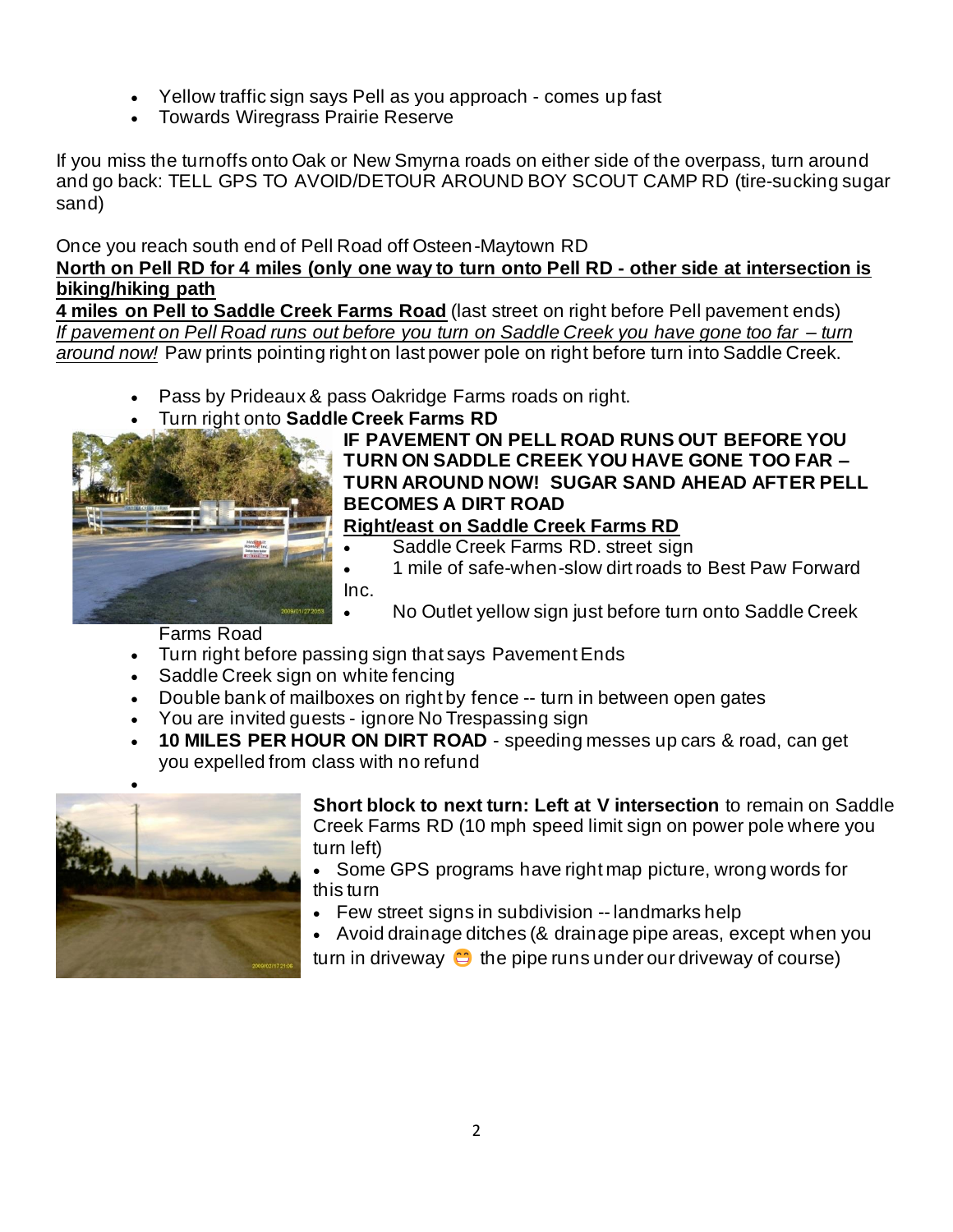- Yellow traffic sign says Pell as you approach - comes up fast
- Towards Wiregrass Prairie Reserve

If you miss the turnoffs onto Oak or New Smyrna roads on either side of the overpass, turn around and go back: TELL GPS TO AVOID/DETOUR AROUND BOY SCOUT CAMP RD (tire-sucking sugar sand)

Once you reach south end of Pell Road off Osteen-Maytown RD

**<u>North on Pell RD for 4 miles (only one way to turn onto Pell RD - other side at intersection is biking/hiking path</u>**

**<u>4 miles on Pell to Saddle Creek Farms Road</u>** (last street on right before Pell pavement ends)
*<u>If pavement on Pell Road runs out before you turn on Saddle Creek you have gone too far – turn around now!</u>* Paw prints pointing right on last power pole on right before turn into Saddle Creek.

- Pass by Prideaux & pass Oakridge Farms roads on right.
- Turn right onto **Saddle Creek Farms RD**

**IF PAVEMENT ON PELL ROAD RUNS OUT BEFORE YOU TURN ON SADDLE CREEK YOU HAVE GONE TOO FAR – TURN AROUND NOW! SUGAR SAND AHEAD AFTER PELL BECOMES A DIRT ROAD**

**<u>Right/east on Saddle Creek Farms RD</u>**

- Saddle Creek Farms RD. street sign
- 1 mile of safe-when-slow dirt roads to Best Paw Forward Inc.
- No Outlet yellow sign just before turn onto Saddle Creek Farms Road
- Turn right before passing sign that says Pavement Ends
- Saddle Creek sign on white fencing
- Double bank of mailboxes on right by fence -- turn in between open gates
- You are invited guests - ignore No Trespassing sign
- **10 MILES PER HOUR ON DIRT ROAD** - speeding messes up cars & road, can get you expelled from class with no refund

**Short block to next turn: Left at V intersection** to remain on Saddle Creek Farms RD (10 mph speed limit sign on power pole where you turn left)

- Some GPS programs have right map picture, wrong words for this turn
- Few street signs in subdivision -- landmarks help
- Avoid drainage ditches (& drainage pipe areas, except when you turn in driveway 😁 the pipe runs under our driveway of course)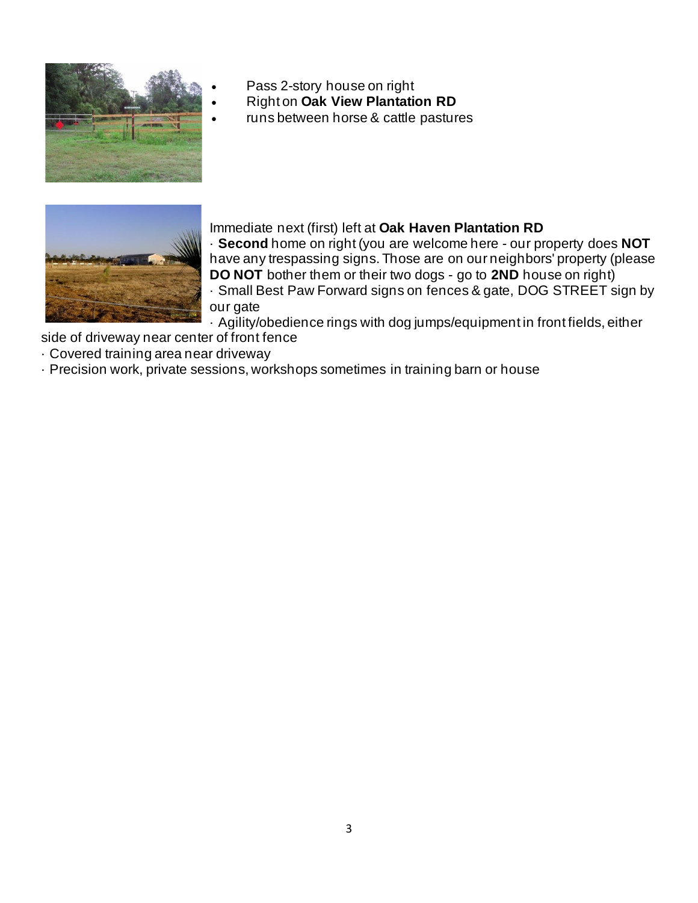- Pass 2-story house on right
- Right on **Oak View Plantation RD**
- runs between horse & cattle pastures

Immediate next (first) left at **Oak Haven Plantation RD**

· **Second** home on right (you are welcome here - our property does **NOT** have any trespassing signs. Those are on our neighbors' property (please **DO NOT** bother them or their two dogs - go to **2ND** house on right)

· Small Best Paw Forward signs on fences & gate, DOG STREET sign by our gate

· Agility/obedience rings with dog jumps/equipment in front fields, either side of driveway near center of front fence

· Covered training area near driveway

· Precision work, private sessions, workshops sometimes in training barn or house